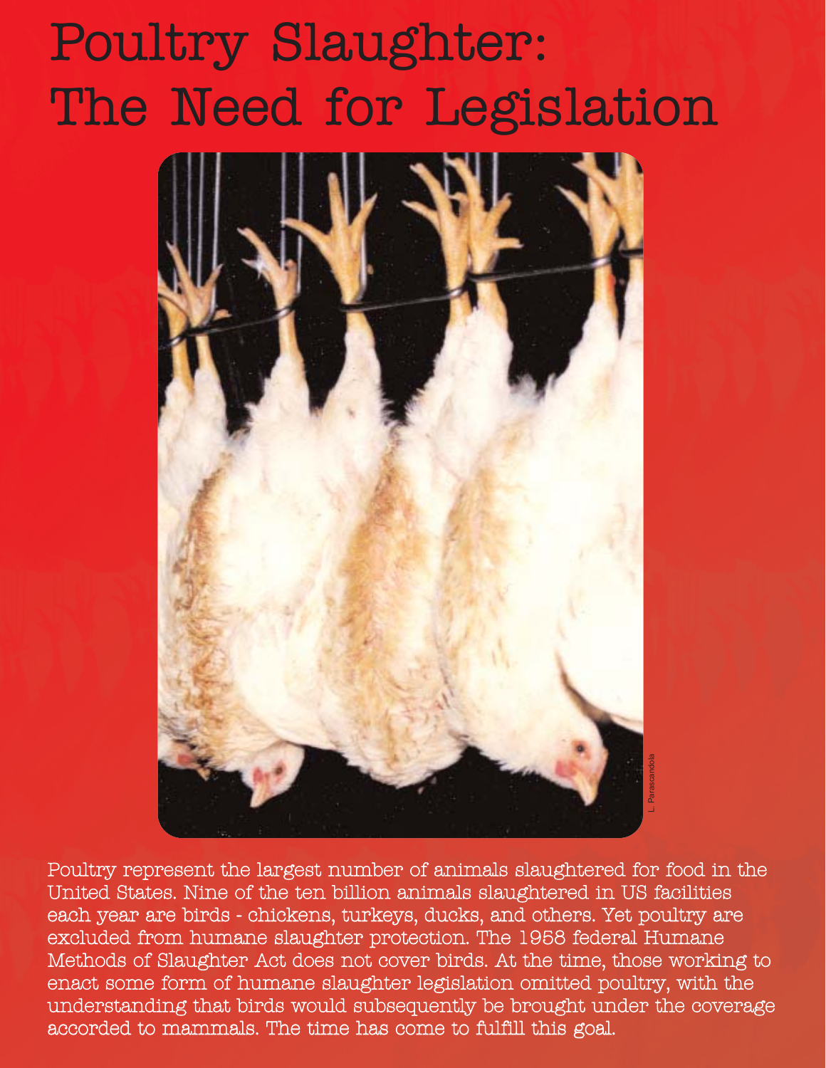# Poultry Slaughter: The Need for Legislation

L. Parascandola

Poultry represent the largest number of animals slaughtered for food in the United States. Nine of the ten billion animals slaughtered in US facilities each year are birds - chickens, turkeys, ducks, and others. Yet poultry are excluded from humane slaughter protection. The 1958 federal Humane Methods of Slaughter Act does not cover birds. At the time, those working to enact some form of humane slaughter legislation omitted poultry, with the understanding that birds would subsequently be brought under the coverage accorded to mammals. The time has come to fulfill this goal.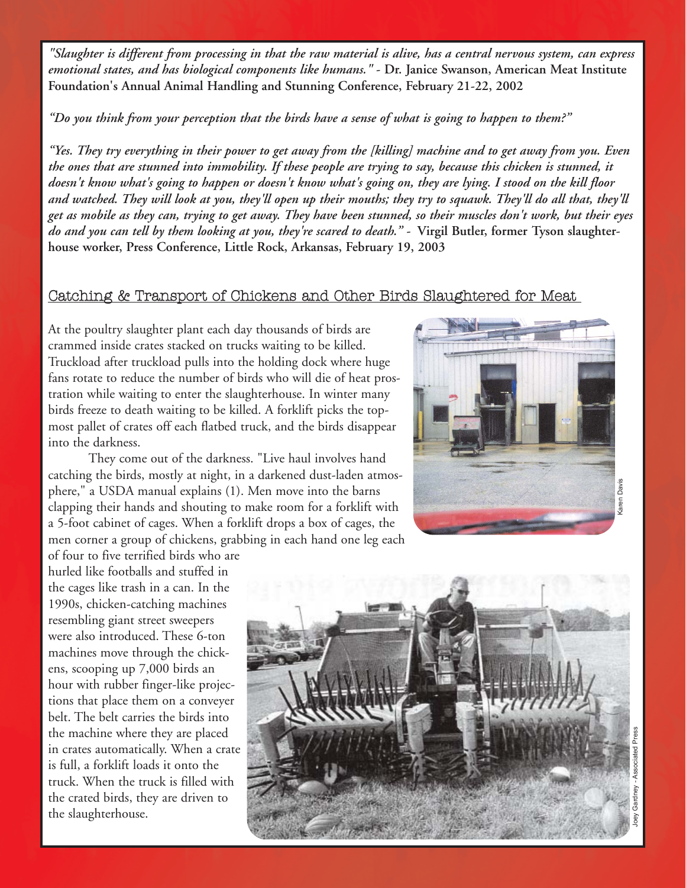*"Slaughter is different from processing in that the raw material is alive, has a central nervous system, can express emotional states, and has biological components like humans."* - **Dr. Janice Swanson, American Meat Institute Foundation's Annual Animal Handling and Stunning Conference, February 21-22, 2002**

*"Do you think from your perception that the birds have a sense of what is going to happen to them?"*

*"Yes. They try everything in their power to get away from the [killing] machine and to get away from you. Even the ones that are stunned into immobility. If these people are trying to say, because this chicken is stunned, it doesn't know what's going to happen or doesn't know what's going on, they are lying. I stood on the kill floor and watched. They will look at you, they'll open up their mouths; they try to squawk. They'll do all that, they'll get as mobile as they can, trying to get away. They have been stunned, so their muscles don't work, but their eyes do and you can tell by them looking at you, they're scared to death."* - **Virgil Butler, former Tyson slaughterhouse worker, Press Conference, Little Rock, Arkansas, February 19, 2003**

## Catching & Transport of Chickens and Other Birds Slaughtered for Meat

At the poultry slaughter plant each day thousands of birds are crammed inside crates stacked on trucks waiting to be killed. Truckload after truckload pulls into the holding dock where huge fans rotate to reduce the number of birds who will die of heat prostration while waiting to enter the slaughterhouse. In winter many birds freeze to death waiting to be killed. A forklift picks the topmost pallet of crates off each flatbed truck, and the birds disappear into the darkness.

They come out of the darkness. "Live haul involves hand catching the birds, mostly at night, in a darkened dust-laden atmosphere," a USDA manual explains (1). Men move into the barns clapping their hands and shouting to make room for a forklift with a 5-foot cabinet of cages. When a forklift drops a box of cages, the men corner a group of chickens, grabbing in each hand one leg each of four to five terrified birds who are hurled like footballs and stuffed in the cages like trash in a can. In the 1990s, chicken-catching machines resembling giant street sweepers were also introduced. These 6-ton machines move through the chickens, scooping up 7,000 birds an hour with rubber finger-like projections that place them on a conveyer belt. The belt carries the birds into the machine where they are placed in crates automatically. When a crate is full, a forklift loads it onto the truck. When the truck is filled with the crated birds, they are driven to the slaughterhouse.

Karen Davis

Joey Gardney - Associated Press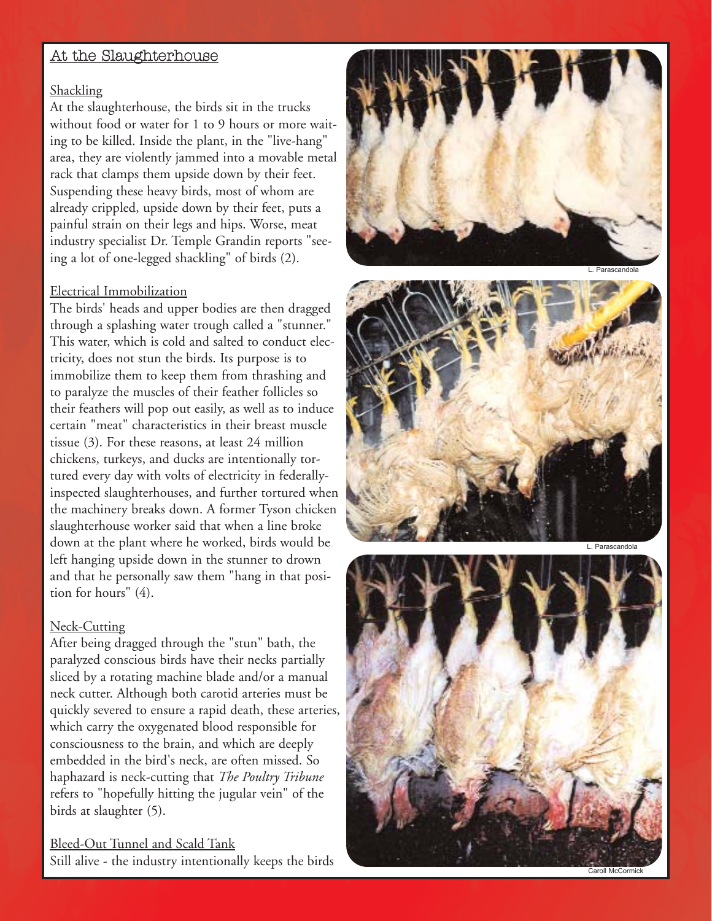## At the Slaughterhouse

### Shackling

At the slaughterhouse, the birds sit in the trucks without food or water for 1 to 9 hours or more waiting to be killed. Inside the plant, in the "live-hang" area, they are violently jammed into a movable metal rack that clamps them upside down by their feet. Suspending these heavy birds, most of whom are already crippled, upside down by their feet, puts a painful strain on their legs and hips. Worse, meat industry specialist Dr. Temple Grandin reports "seeing a lot of one-legged shackling" of birds (2).

### Electrical Immobilization

The birds' heads and upper bodies are then dragged through a splashing water trough called a "stunner." This water, which is cold and salted to conduct electricity, does not stun the birds. Its purpose is to immobilize them to keep them from thrashing and to paralyze the muscles of their feather follicles so their feathers will pop out easily, as well as to induce certain "meat" characteristics in their breast muscle tissue (3). For these reasons, at least 24 million chickens, turkeys, and ducks are intentionally tortured every day with volts of electricity in federally-inspected slaughterhouses, and further tortured when the machinery breaks down. A former Tyson chicken slaughterhouse worker said that when a line broke down at the plant where he worked, birds would be left hanging upside down in the stunner to drown and that he personally saw them "hang in that position for hours" (4).

### Neck-Cutting

After being dragged through the "stun" bath, the paralyzed conscious birds have their necks partially sliced by a rotating machine blade and/or a manual neck cutter. Although both carotid arteries must be quickly severed to ensure a rapid death, these arteries, which carry the oxygenated blood responsible for consciousness to the brain, and which are deeply embedded in the bird's neck, are often missed. So haphazard is neck-cutting that *The Poultry Tribune* refers to "hopefully hitting the jugular vein" of the birds at slaughter (5).

### Bleed-Out Tunnel and Scald Tank

Still alive - the industry intentionally keeps the birds

L. Parascandola

L. Parascandola

Caroll McCormick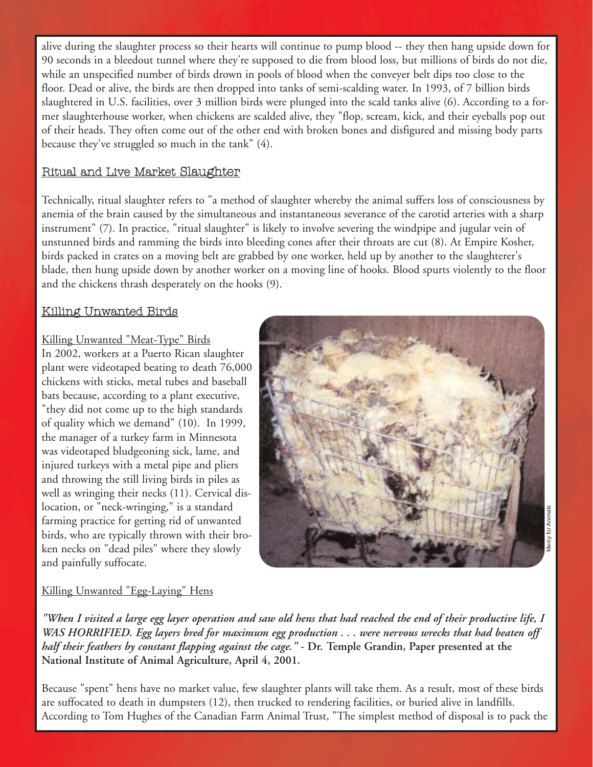alive during the slaughter process so their hearts will continue to pump blood -- they then hang upside down for 90 seconds in a bleedout tunnel where they're supposed to die from blood loss, but millions of birds do not die, while an unspecified number of birds drown in pools of blood when the conveyer belt dips too close to the floor. Dead or alive, the birds are then dropped into tanks of semi-scalding water. In 1993, of 7 billion birds slaughtered in U.S. facilities, over 3 million birds were plunged into the scald tanks alive (6). According to a former slaughterhouse worker, when chickens are scalded alive, they "flop, scream, kick, and their eyeballs pop out of their heads. They often come out of the other end with broken bones and disfigured and missing body parts because they've struggled so much in the tank" (4).

## Ritual and Live Market Slaughter

Technically, ritual slaughter refers to "a method of slaughter whereby the animal suffers loss of consciousness by anemia of the brain caused by the simultaneous and instantaneous severance of the carotid arteries with a sharp instrument" (7). In practice, "ritual slaughter" is likely to involve severing the windpipe and jugular vein of unstunned birds and ramming the birds into bleeding cones after their throats are cut (8). At Empire Kosher, birds packed in crates on a moving belt are grabbed by one worker, held up by another to the slaughterer's blade, then hung upside down by another worker on a moving line of hooks. Blood spurts violently to the floor and the chickens thrash desperately on the hooks (9).

## Killing Unwanted Birds

### Killing Unwanted "Meat-Type" Birds

In 2002, workers at a Puerto Rican slaughter plant were videotaped beating to death 76,000 chickens with sticks, metal tubes and baseball bats because, according to a plant executive, "they did not come up to the high standards of quality which we demand" (10). In 1999, the manager of a turkey farm in Minnesota was videotaped bludgeoning sick, lame, and injured turkeys with a metal pipe and pliers and throwing the still living birds in piles as well as wringing their necks (11). Cervical dislocation, or "neck-wringing," is a standard farming practice for getting rid of unwanted birds, who are typically thrown with their broken necks on "dead piles" where they slowly and painfully suffocate.

Mercy for Animals

### Killing Unwanted "Egg-Laying" Hens

***"When I visited a large egg layer operation and saw old hens that had reached the end of their productive life, I WAS HORRIFIED. Egg layers bred for maximum egg production . . . were nervous wrecks that had beaten off half their feathers by constant flapping against the cage."*** - **Dr. Temple Grandin, Paper presented at the National Institute of Animal Agriculture, April 4, 2001.**

Because "spent" hens have no market value, few slaughter plants will take them. As a result, most of these birds are suffocated to death in dumpsters (12), then trucked to rendering facilities, or buried alive in landfills. According to Tom Hughes of the Canadian Farm Animal Trust, "The simplest method of disposal is to pack the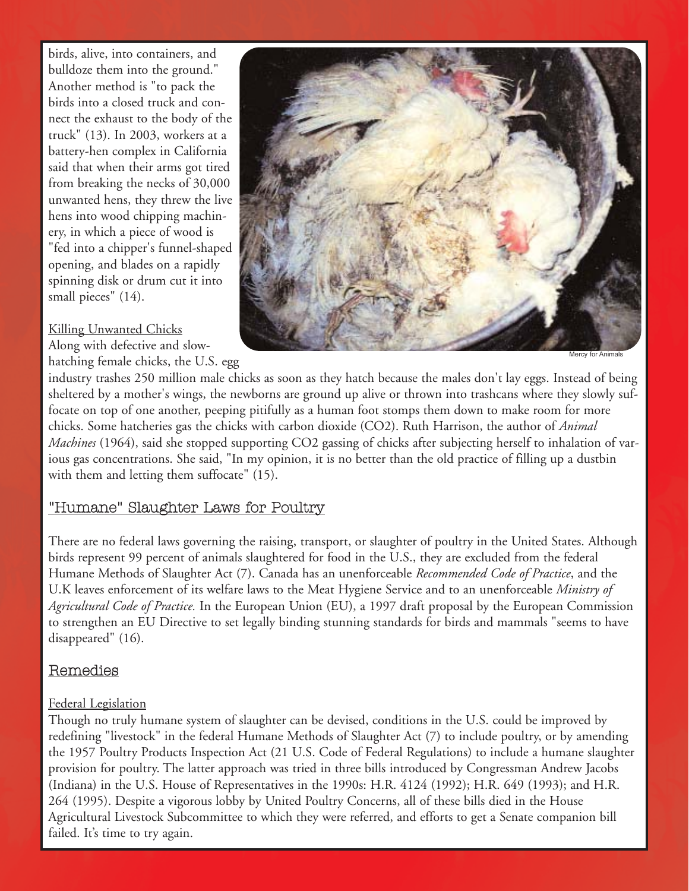birds, alive, into containers, and bulldoze them into the ground." Another method is "to pack the birds into a closed truck and connect the exhaust to the body of the truck" (13). In 2003, workers at a battery-hen complex in California said that when their arms got tired from breaking the necks of 30,000 unwanted hens, they threw the live hens into wood chipping machinery, in which a piece of wood is "fed into a chipper's funnel-shaped opening, and blades on a rapidly spinning disk or drum cut it into small pieces" (14).

Mercy for Animals

### Killing Unwanted Chicks

Along with defective and slow-hatching female chicks, the U.S. egg industry trashes 250 million male chicks as soon as they hatch because the males don't lay eggs. Instead of being sheltered by a mother's wings, the newborns are ground up alive or thrown into trashcans where they slowly suffocate on top of one another, peeping pitifully as a human foot stomps them down to make room for more chicks. Some hatcheries gas the chicks with carbon dioxide ($CO_2$). Ruth Harrison, the author of *Animal Machines* (1964), said she stopped supporting $CO_2$ gassing of chicks after subjecting herself to inhalation of various gas concentrations. She said, "In my opinion, it is no better than the old practice of filling up a dustbin with them and letting them suffocate" (15).

## "Humane" Slaughter Laws for Poultry

There are no federal laws governing the raising, transport, or slaughter of poultry in the United States. Although birds represent 99 percent of animals slaughtered for food in the U.S., they are excluded from the federal Humane Methods of Slaughter Act (7). Canada has an unenforceable *Recommended Code of Practice*, and the U.K leaves enforcement of its welfare laws to the Meat Hygiene Service and to an unenforceable *Ministry of Agricultural Code of Practice.* In the European Union (EU), a 1997 draft proposal by the European Commission to strengthen an EU Directive to set legally binding stunning standards for birds and mammals "seems to have disappeared" (16).

## Remedies

### Federal Legislation

Though no truly humane system of slaughter can be devised, conditions in the U.S. could be improved by redefining "livestock" in the federal Humane Methods of Slaughter Act (7) to include poultry, or by amending the 1957 Poultry Products Inspection Act (21 U.S. Code of Federal Regulations) to include a humane slaughter provision for poultry. The latter approach was tried in three bills introduced by Congressman Andrew Jacobs (Indiana) in the U.S. House of Representatives in the 1990s: H.R. 4124 (1992); H.R. 649 (1993); and H.R. 264 (1995). Despite a vigorous lobby by United Poultry Concerns, all of these bills died in the House Agricultural Livestock Subcommittee to which they were referred, and efforts to get a Senate companion bill failed. It's time to try again.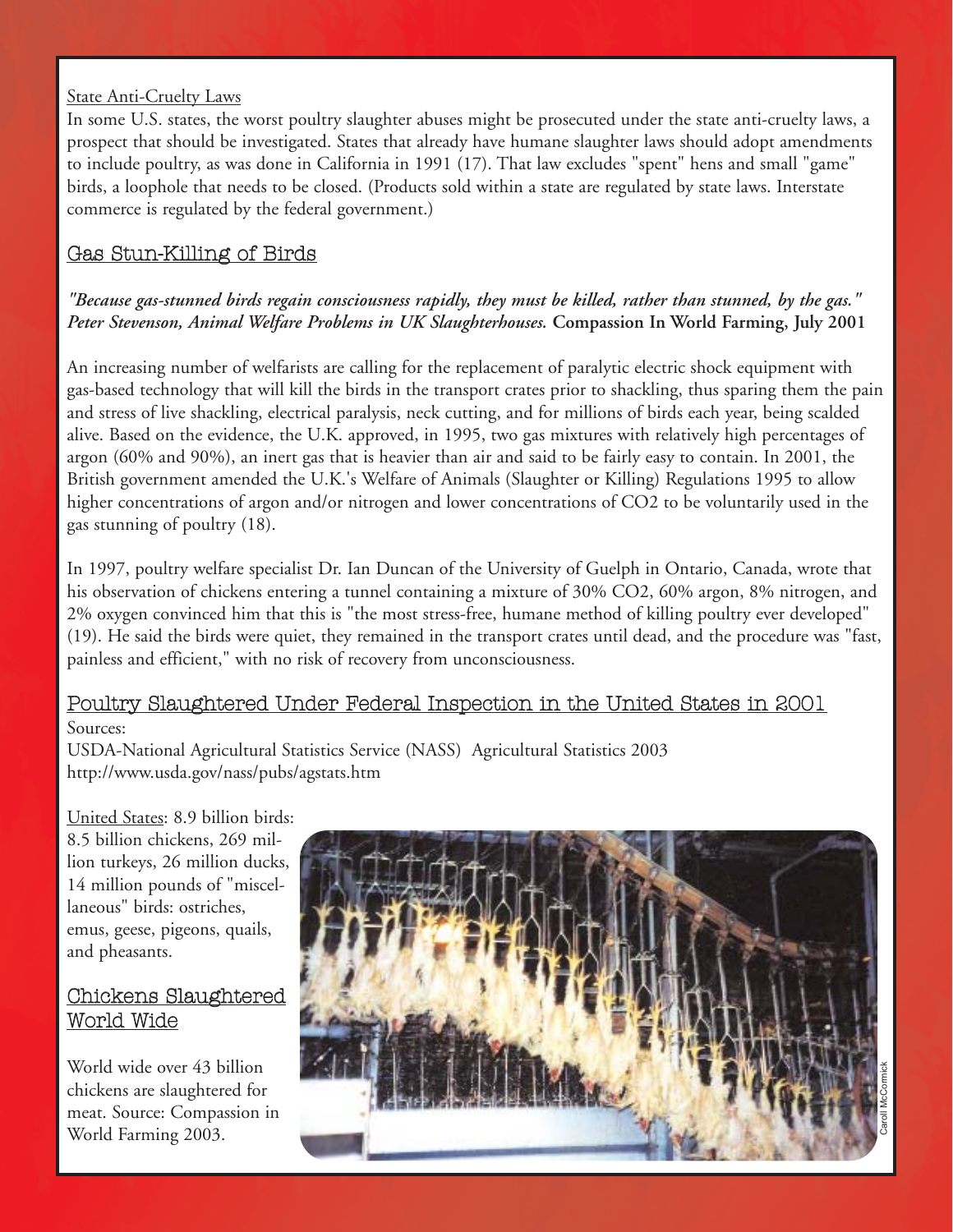State Anti-Cruelty Laws

In some U.S. states, the worst poultry slaughter abuses might be prosecuted under the state anti-cruelty laws, a prospect that should be investigated. States that already have humane slaughter laws should adopt amendments to include poultry, as was done in California in 1991 (17). That law excludes "spent" hens and small "game" birds, a loophole that needs to be closed. (Products sold within a state are regulated by state laws. Interstate commerce is regulated by the federal government.)

## Gas Stun-Killing of Birds

***"Because gas-stunned birds regain consciousness rapidly, they must be killed, rather than stunned, by the gas." Peter Stevenson, Animal Welfare Problems in UK Slaughterhouses.* Compassion In World Farming, July 2001**

An increasing number of welfarists are calling for the replacement of paralytic electric shock equipment with gas-based technology that will kill the birds in the transport crates prior to shackling, thus sparing them the pain and stress of live shackling, electrical paralysis, neck cutting, and for millions of birds each year, being scalded alive. Based on the evidence, the U.K. approved, in 1995, two gas mixtures with relatively high percentages of argon (60% and 90%), an inert gas that is heavier than air and said to be fairly easy to contain. In 2001, the British government amended the U.K.'s Welfare of Animals (Slaughter or Killing) Regulations 1995 to allow higher concentrations of argon and/or nitrogen and lower concentrations of $CO_2$ to be voluntarily used in the gas stunning of poultry (18).

In 1997, poultry welfare specialist Dr. Ian Duncan of the University of Guelph in Ontario, Canada, wrote that his observation of chickens entering a tunnel containing a mixture of 30% $CO_2$, 60% argon, 8% nitrogen, and 2% oxygen convinced him that this is "the most stress-free, humane method of killing poultry ever developed" (19). He said the birds were quiet, they remained in the transport crates until dead, and the procedure was "fast, painless and efficient," with no risk of recovery from unconsciousness.

## Poultry Slaughtered Under Federal Inspection in the United States in 2001

Sources:
USDA-National Agricultural Statistics Service (NASS) Agricultural Statistics 2003
http://www.usda.gov/nass/pubs/agstats.htm

United States: 8.9 billion birds: 8.5 billion chickens, 269 million turkeys, 26 million ducks, 14 million pounds of "miscellaneous" birds: ostriches, emus, geese, pigeons, quails, and pheasants.

## Chickens Slaughtered World Wide

World wide over 43 billion chickens are slaughtered for meat. Source: Compassion in World Farming 2003.

Caroll McCormick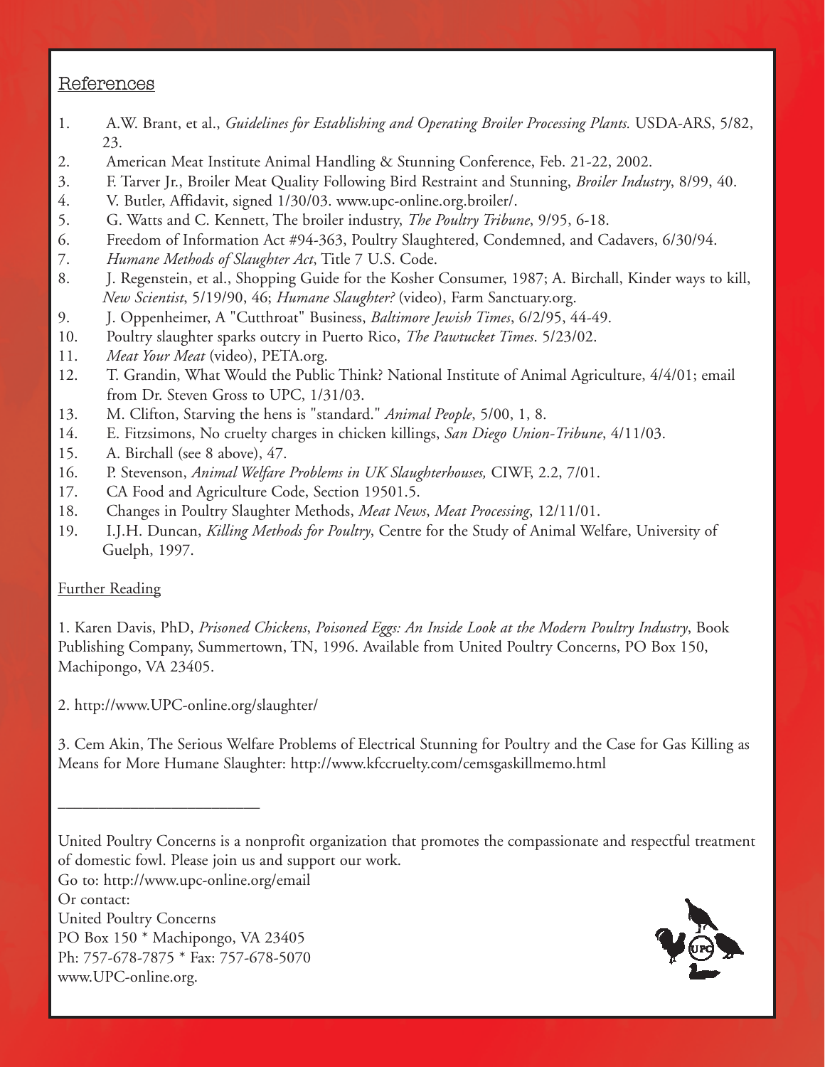## References

1. A.W. Brant, et al., *Guidelines for Establishing and Operating Broiler Processing Plants.* USDA-ARS, 5/82, 23.
2. American Meat Institute Animal Handling & Stunning Conference, Feb. 21-22, 2002.
3. F. Tarver Jr., Broiler Meat Quality Following Bird Restraint and Stunning, *Broiler Industry*, 8/99, 40.
4. V. Butler, Affidavit, signed 1/30/03. www.upc-online.org.broiler/.
5. G. Watts and C. Kennett, The broiler industry, *The Poultry Tribune*, 9/95, 6-18.
6. Freedom of Information Act #94-363, Poultry Slaughtered, Condemned, and Cadavers, 6/30/94.
7. *Humane Methods of Slaughter Act*, Title 7 U.S. Code.
8. J. Regenstein, et al., Shopping Guide for the Kosher Consumer, 1987; A. Birchall, Kinder ways to kill, *New Scientist*, 5/19/90, 46; *Humane Slaughter?* (video), Farm Sanctuary.org.
9. J. Oppenheimer, A "Cutthroat" Business, *Baltimore Jewish Times*, 6/2/95, 44-49.
10. Poultry slaughter sparks outcry in Puerto Rico, *The Pawtucket Times*. 5/23/02.
11. *Meat Your Meat* (video), PETA.org.
12. T. Grandin, What Would the Public Think? National Institute of Animal Agriculture, 4/4/01; email from Dr. Steven Gross to UPC, 1/31/03.
13. M. Clifton, Starving the hens is "standard." *Animal People*, 5/00, 1, 8.
14. E. Fitzsimons, No cruelty charges in chicken killings, *San Diego Union-Tribune*, 4/11/03.
15. A. Birchall (see 8 above), 47.
16. P. Stevenson, *Animal Welfare Problems in UK Slaughterhouses,* CIWF, 2.2, 7/01.
17. CA Food and Agriculture Code, Section 19501.5.
18. Changes in Poultry Slaughter Methods, *Meat News*, *Meat Processing*, 12/11/01.
19. I.J.H. Duncan, *Killing Methods for Poultry*, Centre for the Study of Animal Welfare, University of Guelph, 1997.

## Further Reading

1. Karen Davis, PhD, *Prisoned Chickens*, *Poisoned Eggs: An Inside Look at the Modern Poultry Industry*, Book Publishing Company, Summertown, TN, 1996. Available from United Poultry Concerns, PO Box 150, Machipongo, VA 23405.

2. http://www.UPC-online.org/slaughter/

3. Cem Akin, The Serious Welfare Problems of Electrical Stunning for Poultry and the Case for Gas Killing as Means for More Humane Slaughter: http://www.kfccruelty.com/cemsgaskillmemo.html

---

United Poultry Concerns is a nonprofit organization that promotes the compassionate and respectful treatment of domestic fowl. Please join us and support our work.
Go to: http://www.upc-online.org/email
Or contact:
United Poultry Concerns
PO Box 150 * Machipongo, VA 23405
Ph: 757-678-7875 * Fax: 757-678-5070
www.UPC-online.org.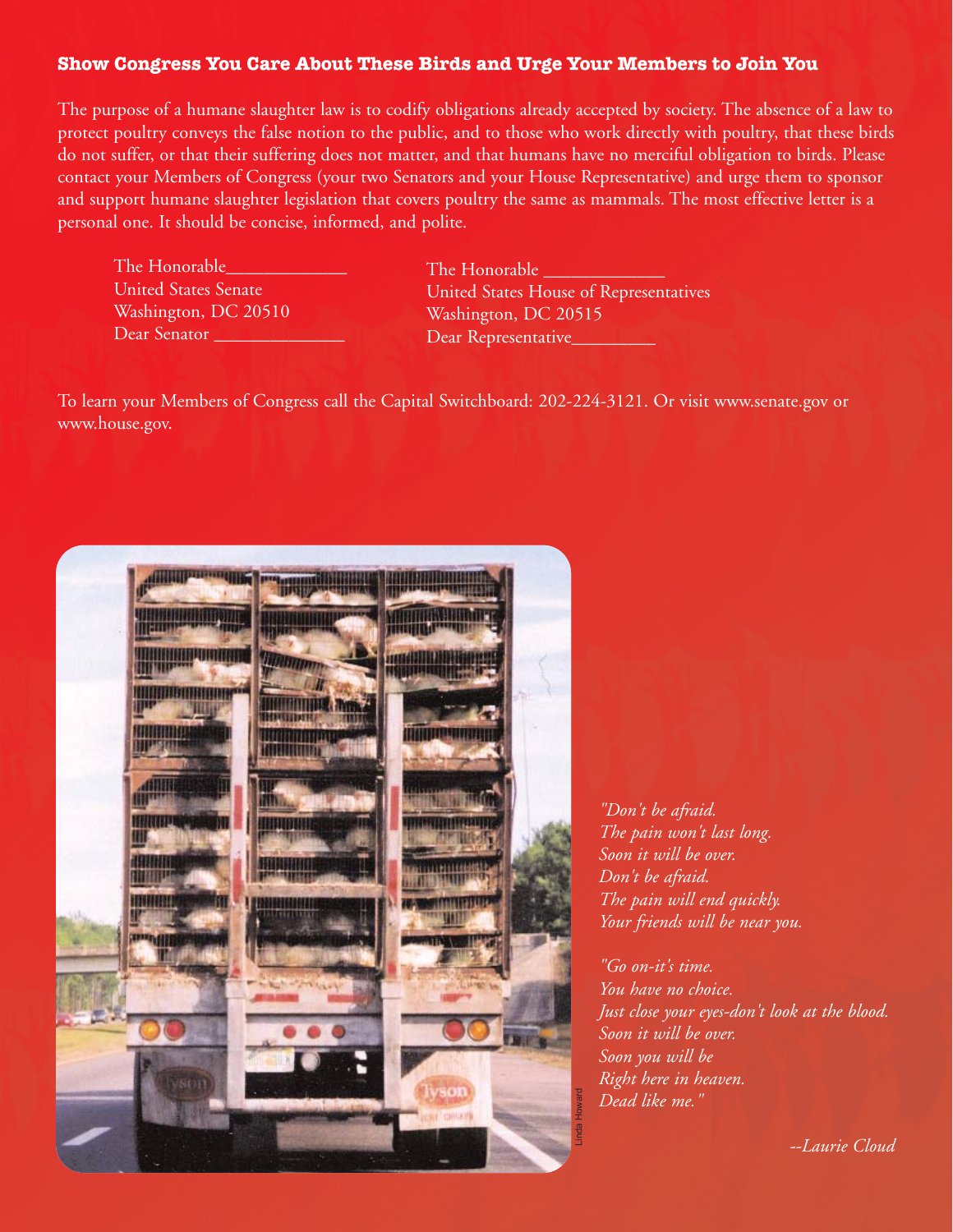### Show Congress You Care About These Birds and Urge Your Members to Join You

The purpose of a humane slaughter law is to codify obligations already accepted by society. The absence of a law to protect poultry conveys the false notion to the public, and to those who work directly with poultry, that these birds do not suffer, or that their suffering does not matter, and that humans have no merciful obligation to birds. Please contact your Members of Congress (your two Senators and your House Representative) and urge them to sponsor and support humane slaughter legislation that covers poultry the same as mammals. The most effective letter is a personal one. It should be concise, informed, and polite.

The Honorable_____________
United States Senate
Washington, DC 20510
Dear Senator ______________

The Honorable _____________
United States House of Representatives
Washington, DC 20515
Dear Representative_________

To learn your Members of Congress call the Capital Switchboard: 202-224-3121. Or visit www.senate.gov or www.house.gov.

Linda Howard

*"Don't be afraid.*
*The pain won't last long.*
*Soon it will be over.*
*Don't be afraid.*
*The pain will end quickly.*
*Your friends will be near you.*

*"Go on-it's time.*
*You have no choice.*
*Just close your eyes-don't look at the blood.*
*Soon it will be over.*
*Soon you will be*
*Right here in heaven.*
*Dead like me."*

*--Laurie Cloud*